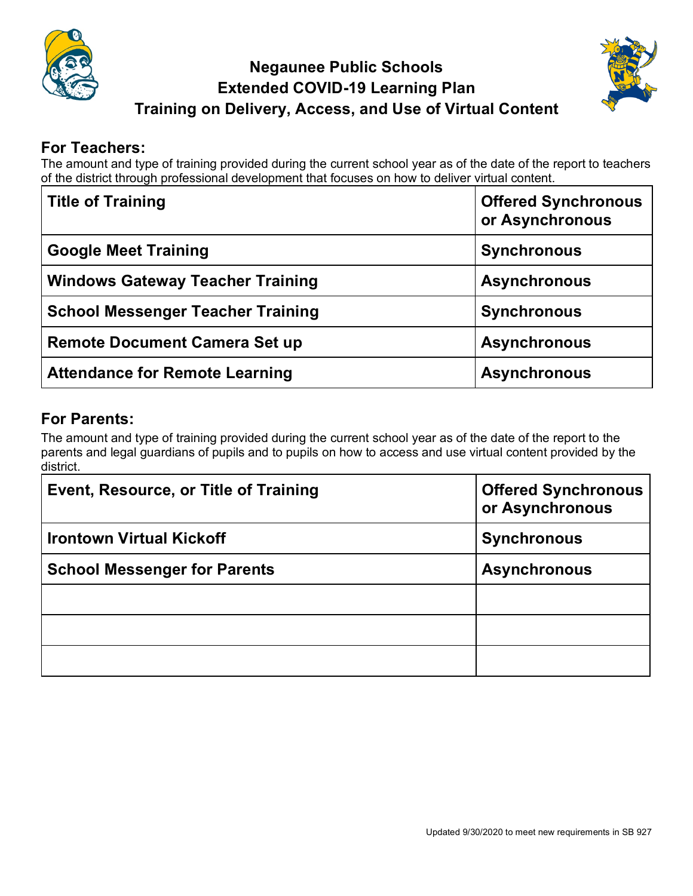# Negaunee Public Schools
## Extended COVID-19 Learning Plan
## Training on Delivery, Access, and Use of Virtual Content

### For Teachers:

The amount and type of training provided during the current school year as of the date of the report to teachers of the district through professional development that focuses on how to deliver virtual content.

| Title of Training | Offered Synchronous or Asynchronous |
|---|---|
| Google Meet Training | Synchronous |
| Windows Gateway Teacher Training | Asynchronous |
| School Messenger Teacher Training | Synchronous |
| Remote Document Camera Set up | Asynchronous |
| Attendance for Remote Learning | Asynchronous |

### For Parents:

The amount and type of training provided during the current school year as of the date of the report to the parents and legal guardians of pupils and to pupils on how to access and use virtual content provided by the district.

| Event, Resource, or Title of Training | Offered Synchronous or Asynchronous |
|---|---|
| Irontown Virtual Kickoff | Synchronous |
| School Messenger for Parents | Asynchronous |
| | |
| | |
| | |

Updated 9/30/2020 to meet new requirements in SB 927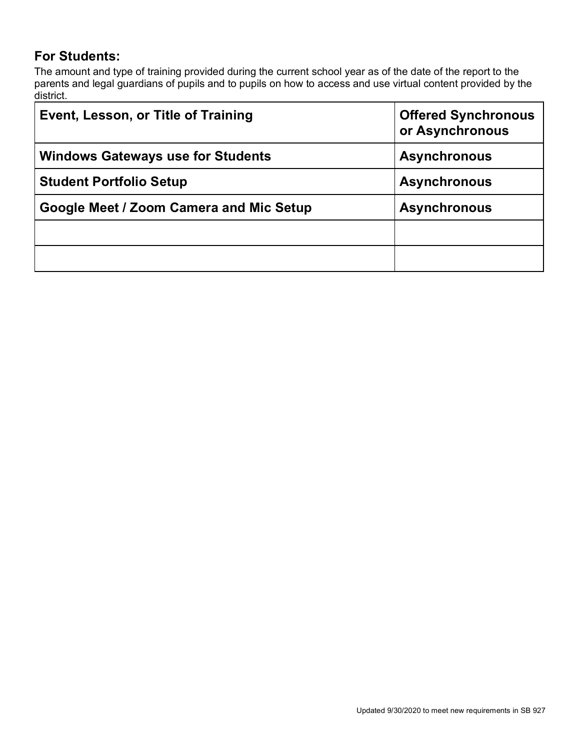## For Students:

The amount and type of training provided during the current school year as of the date of the report to the parents and legal guardians of pupils and to pupils on how to access and use virtual content provided by the district.

| Event, Lesson, or Title of Training | Offered Synchronous or Asynchronous |
|---|---|
| Windows Gateways use for Students | Asynchronous |
| Student Portfolio Setup | Asynchronous |
| Google Meet / Zoom Camera and Mic Setup | Asynchronous |
| | |
| | |

Updated 9/30/2020 to meet new requirements in SB 927